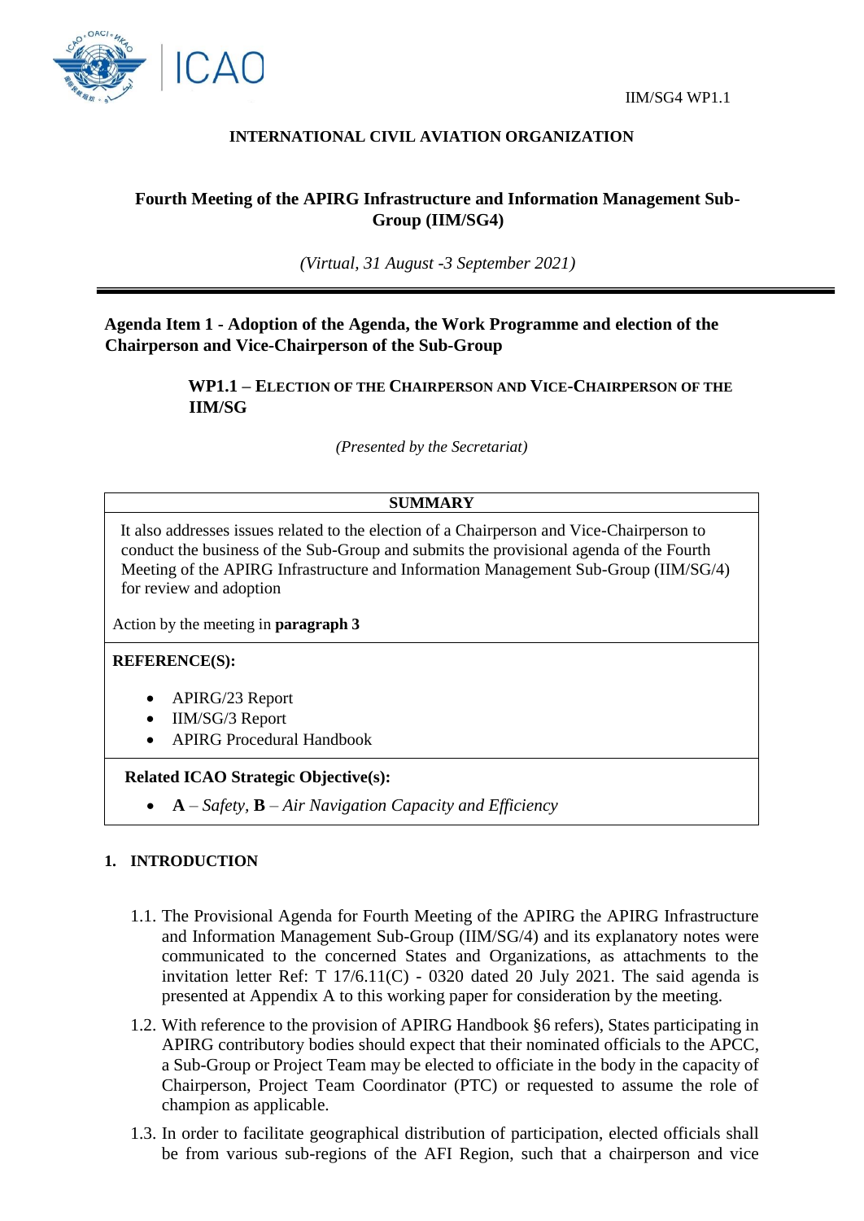IIM/SG4 WP1.1

**INTERNATIONAL CIVIL AVIATION ORGANIZATION**

## Fourth Meeting of the APIRG Infrastructure and Information Management Sub-Group (IIM/SG4)

*(Virtual, 31 August -3 September 2021)*

---

**Agenda Item 1 - Adoption of the Agenda, the Work Programme and election of the Chairperson and Vice-Chairperson of the Sub-Group**

### WP1.1 – ELECTION OF THE CHAIRPERSON AND VICE-CHAIRPERSON OF THE IIM/SG

*(Presented by the Secretariat)*

| **SUMMARY** |
|---|
| It also addresses issues related to the election of a Chairperson and Vice-Chairperson to conduct the business of the Sub-Group and submits the provisional agenda of the Fourth Meeting of the APIRG Infrastructure and Information Management Sub-Group (IIM/SG/4) for review and adoption<br><br>Action by the meeting in **paragraph 3** |
| **REFERENCE(S):**<br>• APIRG/23 Report<br>• IIM/SG/3 Report<br>• APIRG Procedural Handbook |
| **Related ICAO Strategic Objective(s):**<br>• **A** – *Safety*, **B** – *Air Navigation Capacity and Efficiency* |

**1. INTRODUCTION**

1.1. The Provisional Agenda for Fourth Meeting of the APIRG the APIRG Infrastructure and Information Management Sub-Group (IIM/SG/4) and its explanatory notes were communicated to the concerned States and Organizations, as attachments to the invitation letter Ref: T 17/6.11(C) - 0320 dated 20 July 2021. The said agenda is presented at Appendix A to this working paper for consideration by the meeting.

1.2. With reference to the provision of APIRG Handbook §6 refers), States participating in APIRG contributory bodies should expect that their nominated officials to the APCC, a Sub-Group or Project Team may be elected to officiate in the body in the capacity of Chairperson, Project Team Coordinator (PTC) or requested to assume the role of champion as applicable.

1.3. In order to facilitate geographical distribution of participation, elected officials shall be from various sub-regions of the AFI Region, such that a chairperson and vice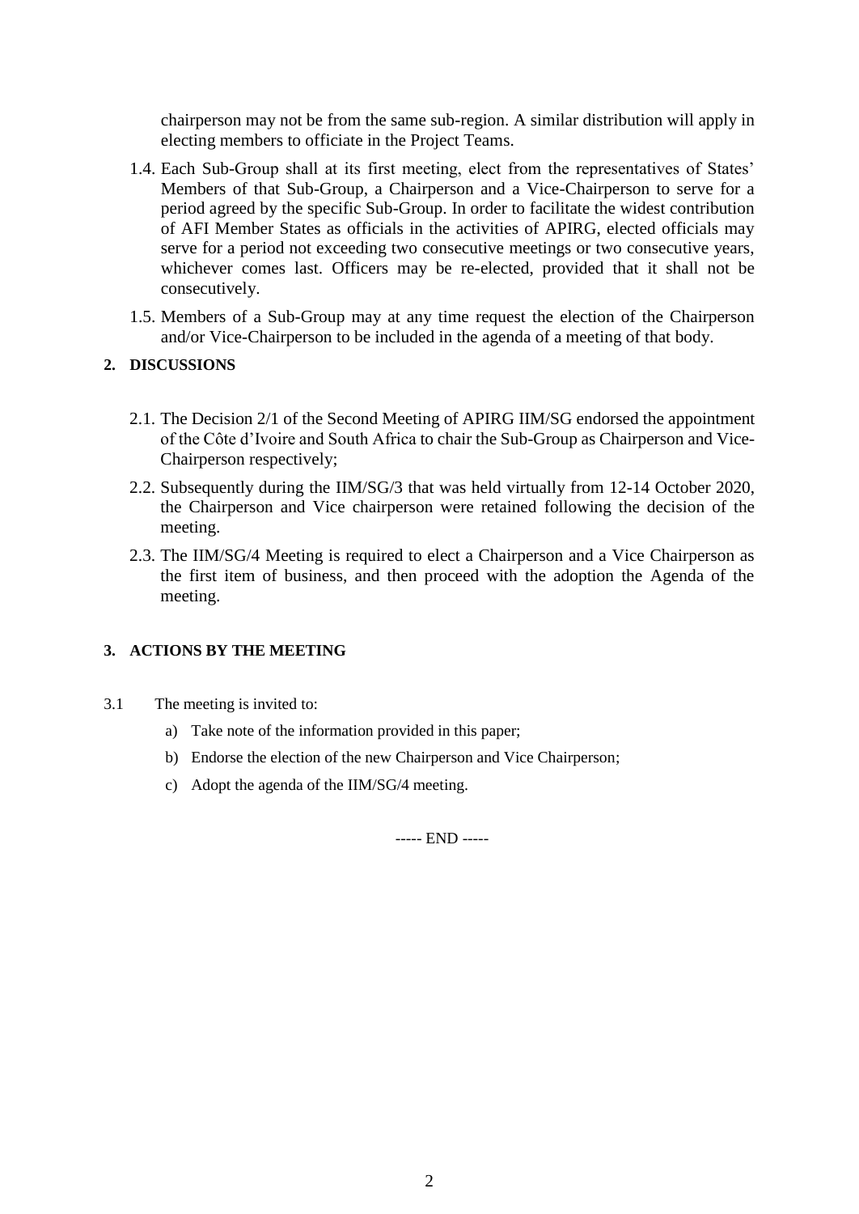chairperson may not be from the same sub-region. A similar distribution will apply in electing members to officiate in the Project Teams.

1.4. Each Sub-Group shall at its first meeting, elect from the representatives of States' Members of that Sub-Group, a Chairperson and a Vice-Chairperson to serve for a period agreed by the specific Sub-Group. In order to facilitate the widest contribution of AFI Member States as officials in the activities of APIRG, elected officials may serve for a period not exceeding two consecutive meetings or two consecutive years, whichever comes last. Officers may be re-elected, provided that it shall not be consecutively.

1.5. Members of a Sub-Group may at any time request the election of the Chairperson and/or Vice-Chairperson to be included in the agenda of a meeting of that body.

## 2. DISCUSSIONS

2.1. The Decision 2/1 of the Second Meeting of APIRG IIM/SG endorsed the appointment of the Côte d'Ivoire and South Africa to chair the Sub-Group as Chairperson and Vice-Chairperson respectively;

2.2. Subsequently during the IIM/SG/3 that was held virtually from 12-14 October 2020, the Chairperson and Vice chairperson were retained following the decision of the meeting.

2.3. The IIM/SG/4 Meeting is required to elect a Chairperson and a Vice Chairperson as the first item of business, and then proceed with the adoption the Agenda of the meeting.

## 3. ACTIONS BY THE MEETING

3.1 The meeting is invited to:

a) Take note of the information provided in this paper;

b) Endorse the election of the new Chairperson and Vice Chairperson;

c) Adopt the agenda of the IIM/SG/4 meeting.

----- END -----